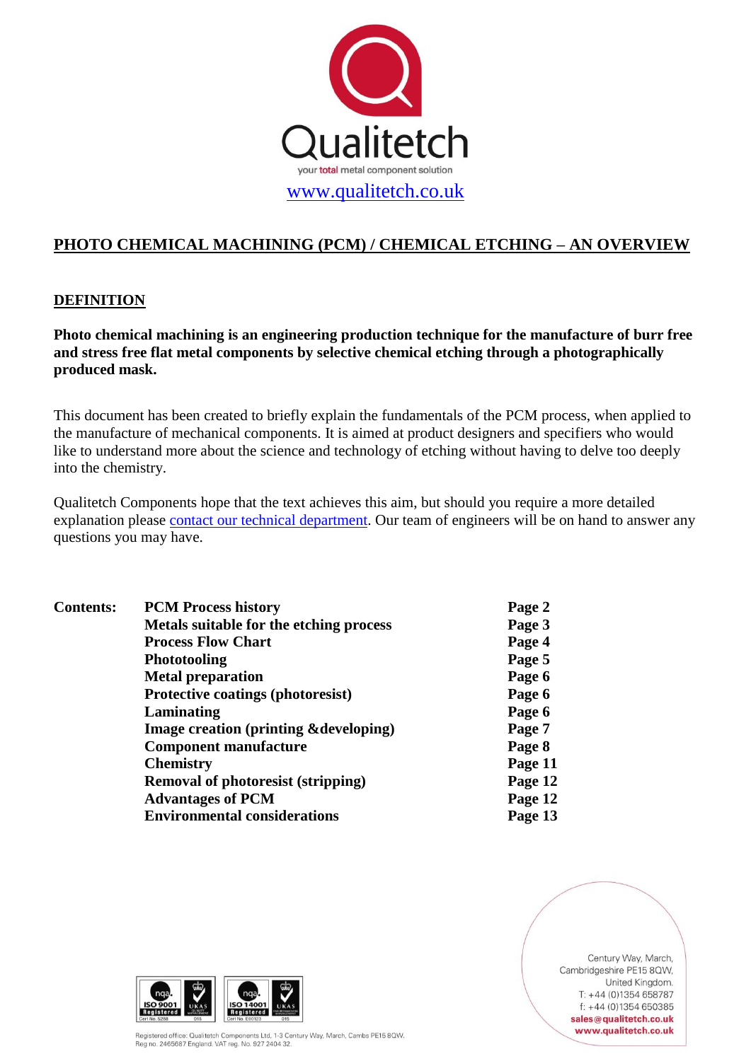Qualitetch

your total metal component solution

[www.qualitetch.co.uk](http://www.qualitetch.co.uk)

# PHOTO CHEMICAL MACHINING (PCM) / CHEMICAL ETCHING – AN OVERVIEW

## DEFINITION

**Photo chemical machining is an engineering production technique for the manufacture of burr free and stress free flat metal components by selective chemical etching through a photographically produced mask.**

This document has been created to briefly explain the fundamentals of the PCM process, when applied to the manufacture of mechanical components. It is aimed at product designers and specifiers who would like to understand more about the science and technology of etching without having to delve too deeply into the chemistry.

Qualitetch Components hope that the text achieves this aim, but should you require a more detailed explanation please contact our technical department. Our team of engineers will be on hand to answer any questions you may have.

| **Contents:** | | |
|---|---|---|
| | **PCM Process history** | **Page 2** |
| | **Metals suitable for the etching process** | **Page 3** |
| | **Process Flow Chart** | **Page 4** |
| | **Phototooling** | **Page 5** |
| | **Metal preparation** | **Page 6** |
| | **Protective coatings (photoresist)** | **Page 6** |
| | **Laminating** | **Page 6** |
| | **Image creation (printing &developing)** | **Page 7** |
| | **Component manufacture** | **Page 8** |
| | **Chemistry** | **Page 11** |
| | **Removal of photoresist (stripping)** | **Page 12** |
| | **Advantages of PCM** | **Page 12** |
| | **Environmental considerations** | **Page 13** |

Century Way, March,
Cambridgeshire PE15 8QW,
United Kingdom.
T: +44 (0)1354 658787
f: +44 (0)1354 650385
**sales@qualitetch.co.uk**
**www.qualitetch.co.uk**

Registered office: Qualitetch Components Ltd, 1-3 Century Way, March, Cambs PE15 8QW.
Reg no. 2465687 England. VAT reg. No. 927 2404 32.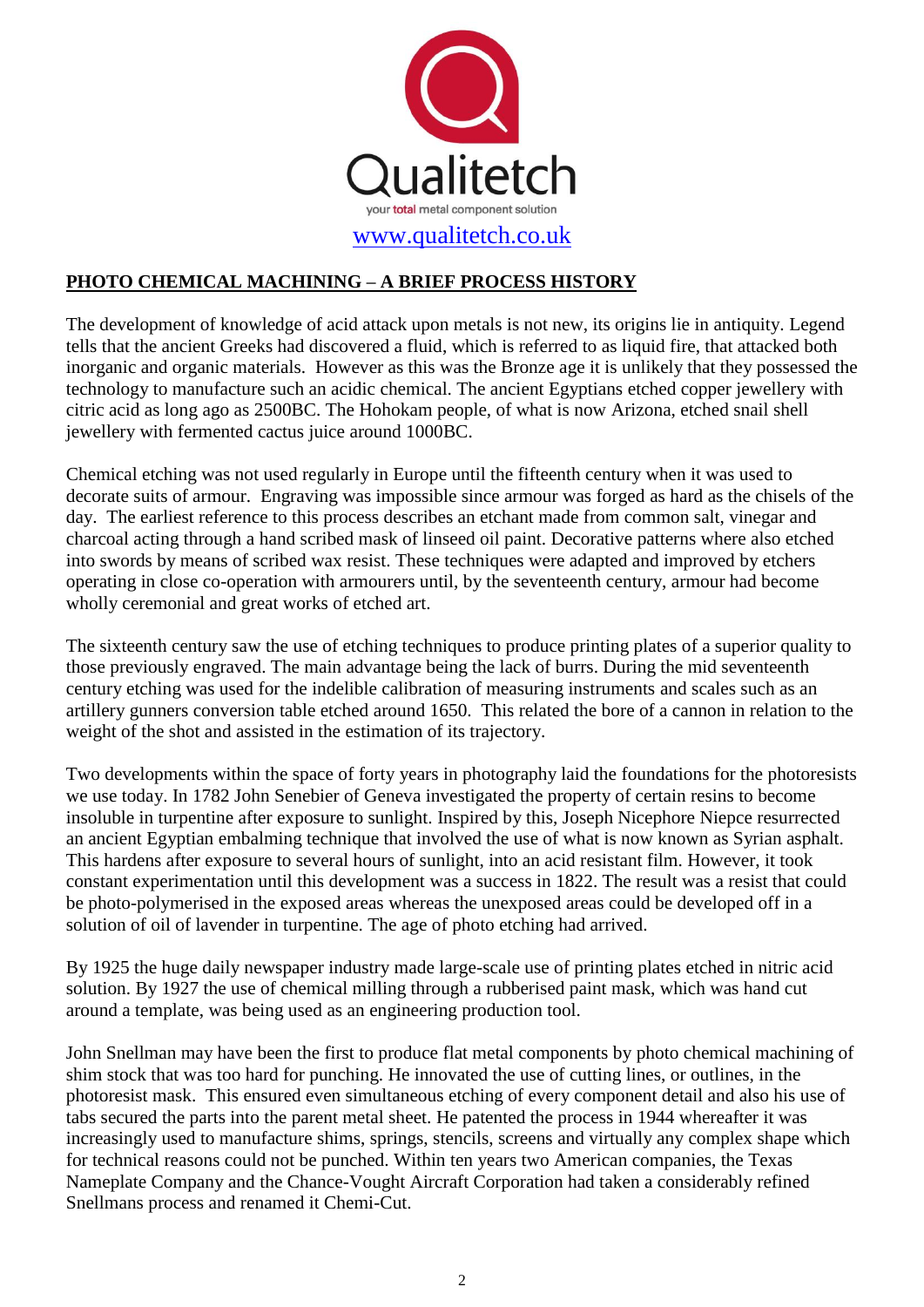Qualitetch

your total metal component solution

www.qualitetch.co.uk

## PHOTO CHEMICAL MACHINING – A BRIEF PROCESS HISTORY

The development of knowledge of acid attack upon metals is not new, its origins lie in antiquity. Legend tells that the ancient Greeks had discovered a fluid, which is referred to as liquid fire, that attacked both inorganic and organic materials. However as this was the Bronze age it is unlikely that they possessed the technology to manufacture such an acidic chemical. The ancient Egyptians etched copper jewellery with citric acid as long ago as 2500BC. The Hohokam people, of what is now Arizona, etched snail shell jewellery with fermented cactus juice around 1000BC.

Chemical etching was not used regularly in Europe until the fifteenth century when it was used to decorate suits of armour. Engraving was impossible since armour was forged as hard as the chisels of the day. The earliest reference to this process describes an etchant made from common salt, vinegar and charcoal acting through a hand scribed mask of linseed oil paint. Decorative patterns where also etched into swords by means of scribed wax resist. These techniques were adapted and improved by etchers operating in close co-operation with armourers until, by the seventeenth century, armour had become wholly ceremonial and great works of etched art.

The sixteenth century saw the use of etching techniques to produce printing plates of a superior quality to those previously engraved. The main advantage being the lack of burrs. During the mid seventeenth century etching was used for the indelible calibration of measuring instruments and scales such as an artillery gunners conversion table etched around 1650. This related the bore of a cannon in relation to the weight of the shot and assisted in the estimation of its trajectory.

Two developments within the space of forty years in photography laid the foundations for the photoresists we use today. In 1782 John Senebier of Geneva investigated the property of certain resins to become insoluble in turpentine after exposure to sunlight. Inspired by this, Joseph Nicephore Niepce resurrected an ancient Egyptian embalming technique that involved the use of what is now known as Syrian asphalt. This hardens after exposure to several hours of sunlight, into an acid resistant film. However, it took constant experimentation until this development was a success in 1822. The result was a resist that could be photo-polymerised in the exposed areas whereas the unexposed areas could be developed off in a solution of oil of lavender in turpentine. The age of photo etching had arrived.

By 1925 the huge daily newspaper industry made large-scale use of printing plates etched in nitric acid solution. By 1927 the use of chemical milling through a rubberised paint mask, which was hand cut around a template, was being used as an engineering production tool.

John Snellman may have been the first to produce flat metal components by photo chemical machining of shim stock that was too hard for punching. He innovated the use of cutting lines, or outlines, in the photoresist mask. This ensured even simultaneous etching of every component detail and also his use of tabs secured the parts into the parent metal sheet. He patented the process in 1944 whereafter it was increasingly used to manufacture shims, springs, stencils, screens and virtually any complex shape which for technical reasons could not be punched. Within ten years two American companies, the Texas Nameplate Company and the Chance-Vought Aircraft Corporation had taken a considerably refined Snellmans process and renamed it Chemi-Cut.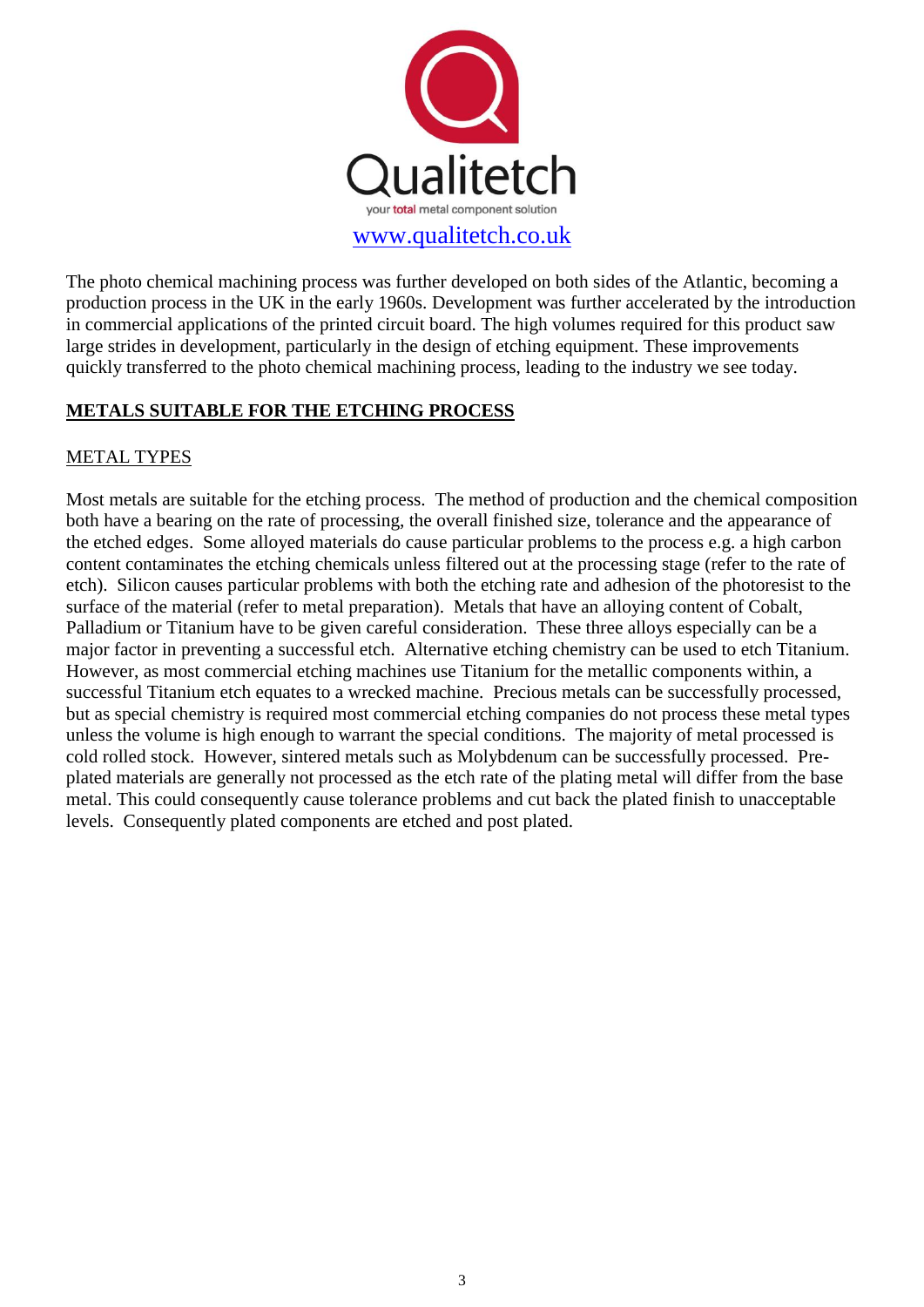The photo chemical machining process was further developed on both sides of the Atlantic, becoming a production process in the UK in the early 1960s. Development was further accelerated by the introduction in commercial applications of the printed circuit board. The high volumes required for this product saw large strides in development, particularly in the design of etching equipment. These improvements quickly transferred to the photo chemical machining process, leading to the industry we see today.

## METALS SUITABLE FOR THE ETCHING PROCESS

### METAL TYPES

Most metals are suitable for the etching process. The method of production and the chemical composition both have a bearing on the rate of processing, the overall finished size, tolerance and the appearance of the etched edges. Some alloyed materials do cause particular problems to the process e.g. a high carbon content contaminates the etching chemicals unless filtered out at the processing stage (refer to the rate of etch). Silicon causes particular problems with both the etching rate and adhesion of the photoresist to the surface of the material (refer to metal preparation). Metals that have an alloying content of Cobalt, Palladium or Titanium have to be given careful consideration. These three alloys especially can be a major factor in preventing a successful etch. Alternative etching chemistry can be used to etch Titanium. However, as most commercial etching machines use Titanium for the metallic components within, a successful Titanium etch equates to a wrecked machine. Precious metals can be successfully processed, but as special chemistry is required most commercial etching companies do not process these metal types unless the volume is high enough to warrant the special conditions. The majority of metal processed is cold rolled stock. However, sintered metals such as Molybdenum can be successfully processed. Pre-plated materials are generally not processed as the etch rate of the plating metal will differ from the base metal. This could consequently cause tolerance problems and cut back the plated finish to unacceptable levels. Consequently plated components are etched and post plated.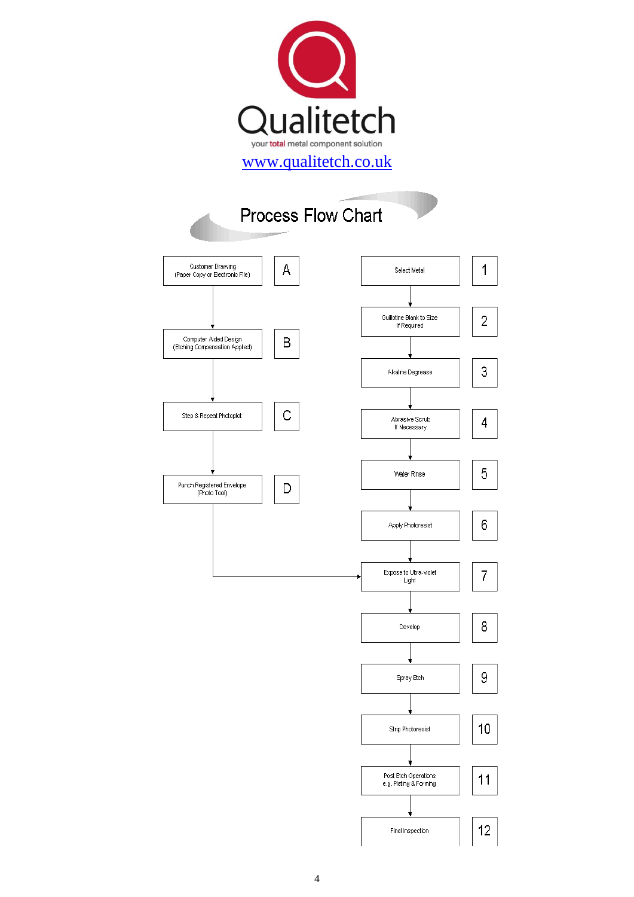# Qualitetch

your **total** metal component solution

www.qualitetch.co.uk

## Process Flow Chart

| Step | Process |
|---|---|
| A | Customer Drawing (Paper Copy or Electronic File) |
| B | Computer Aided Design (Etching Compensation Applied) |
| C | Step & Repeat Photoplot |
| D | Punch Registered Envelope (Photo Tool) |

| Step | Process |
|---|---|
| 1 | Select Metal |
| 2 | Guillotine Blank to Size If Required |
| 3 | Alkaline Degrease |
| 4 | Abrasive Scrub If Necessary |
| 5 | Water Rinse |
| 6 | Apply Photoresist |
| 7 | Expose to Ultra-violet Light |
| 8 | Develop |
| 9 | Spray Etch |
| 10 | Strip Photoresist |
| 11 | Post Etch Operations e.g. Plating & Forming |
| 12 | Final Inspection |

Flow: A → B → C → D → 7; 1 → 2 → 3 → 4 → 5 → 6 → 7 → 8 → 9 → 10 → 11 → 12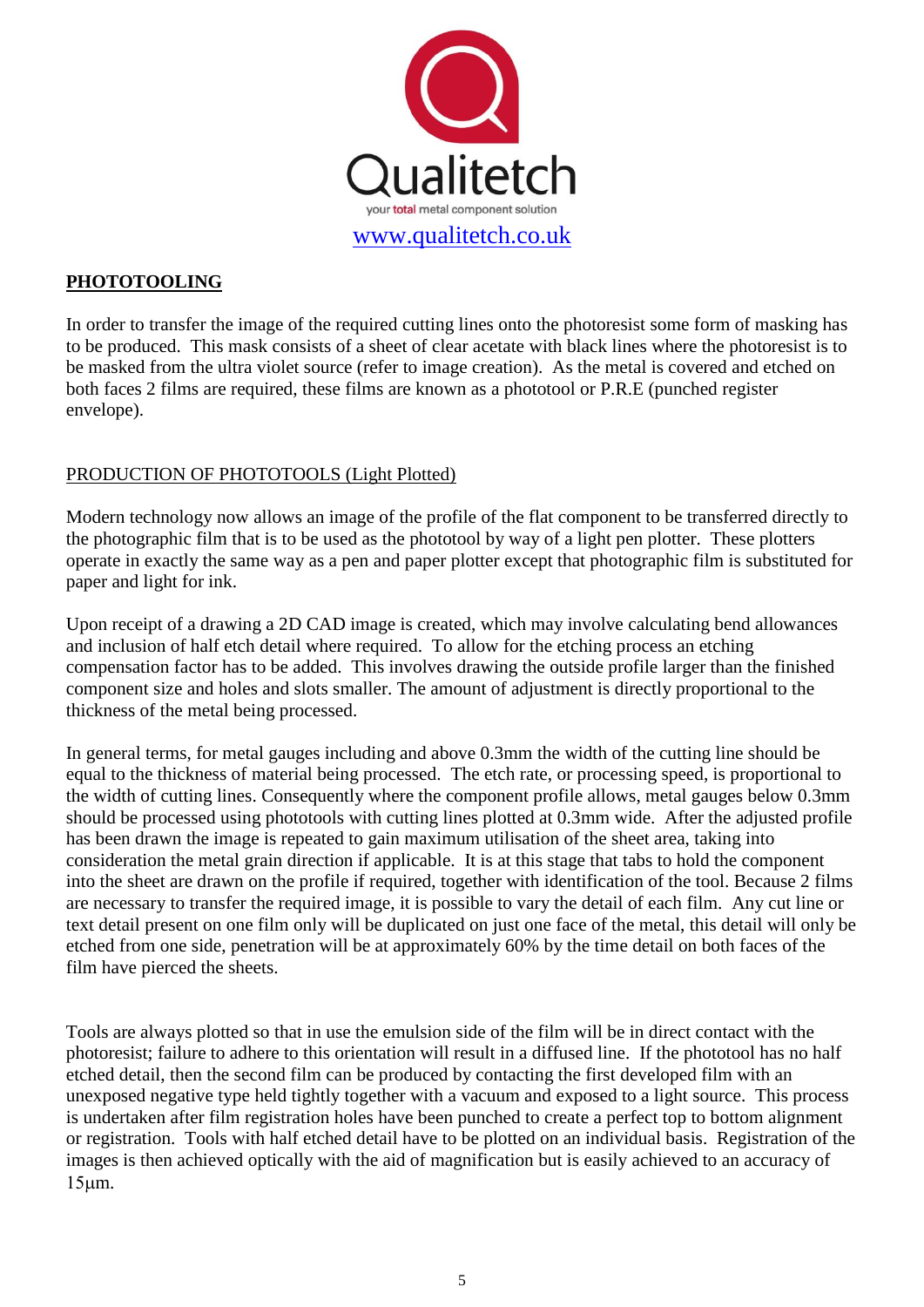Qualitetch

your total metal component solution

www.qualitetch.co.uk

## PHOTOTOOLING

In order to transfer the image of the required cutting lines onto the photoresist some form of masking has to be produced. This mask consists of a sheet of clear acetate with black lines where the photoresist is to be masked from the ultra violet source (refer to image creation). As the metal is covered and etched on both faces 2 films are required, these films are known as a phototool or P.R.E (punched register envelope).

### PRODUCTION OF PHOTOTOOLS (Light Plotted)

Modern technology now allows an image of the profile of the flat component to be transferred directly to the photographic film that is to be used as the phototool by way of a light pen plotter. These plotters operate in exactly the same way as a pen and paper plotter except that photographic film is substituted for paper and light for ink.

Upon receipt of a drawing a 2D CAD image is created, which may involve calculating bend allowances and inclusion of half etch detail where required. To allow for the etching process an etching compensation factor has to be added. This involves drawing the outside profile larger than the finished component size and holes and slots smaller. The amount of adjustment is directly proportional to the thickness of the metal being processed.

In general terms, for metal gauges including and above 0.3mm the width of the cutting line should be equal to the thickness of material being processed. The etch rate, or processing speed, is proportional to the width of cutting lines. Consequently where the component profile allows, metal gauges below 0.3mm should be processed using phototools with cutting lines plotted at 0.3mm wide. After the adjusted profile has been drawn the image is repeated to gain maximum utilisation of the sheet area, taking into consideration the metal grain direction if applicable. It is at this stage that tabs to hold the component into the sheet are drawn on the profile if required, together with identification of the tool. Because 2 films are necessary to transfer the required image, it is possible to vary the detail of each film. Any cut line or text detail present on one film only will be duplicated on just one face of the metal, this detail will only be etched from one side, penetration will be at approximately 60% by the time detail on both faces of the film have pierced the sheets.

Tools are always plotted so that in use the emulsion side of the film will be in direct contact with the photoresist; failure to adhere to this orientation will result in a diffused line. If the phototool has no half etched detail, then the second film can be produced by contacting the first developed film with an unexposed negative type held tightly together with a vacuum and exposed to a light source. This process is undertaken after film registration holes have been punched to create a perfect top to bottom alignment or registration. Tools with half etched detail have to be plotted on an individual basis. Registration of the images is then achieved optically with the aid of magnification but is easily achieved to an accuracy of 15μm.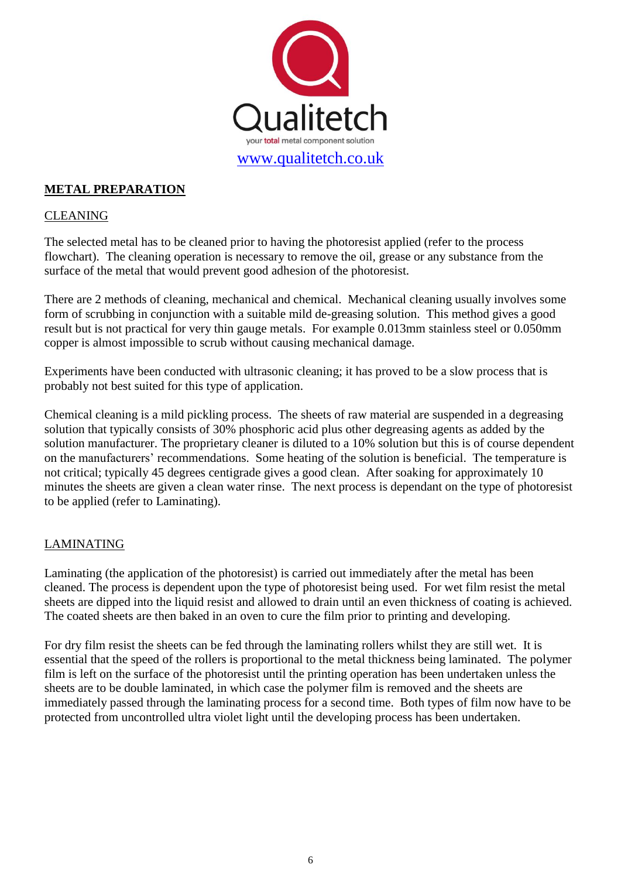Qualitetch

your total metal component solution

www.qualitetch.co.uk

## METAL PREPARATION

### CLEANING

The selected metal has to be cleaned prior to having the photoresist applied (refer to the process flowchart). The cleaning operation is necessary to remove the oil, grease or any substance from the surface of the metal that would prevent good adhesion of the photoresist.

There are 2 methods of cleaning, mechanical and chemical. Mechanical cleaning usually involves some form of scrubbing in conjunction with a suitable mild de-greasing solution. This method gives a good result but is not practical for very thin gauge metals. For example 0.013mm stainless steel or 0.050mm copper is almost impossible to scrub without causing mechanical damage.

Experiments have been conducted with ultrasonic cleaning; it has proved to be a slow process that is probably not best suited for this type of application.

Chemical cleaning is a mild pickling process. The sheets of raw material are suspended in a degreasing solution that typically consists of 30% phosphoric acid plus other degreasing agents as added by the solution manufacturer. The proprietary cleaner is diluted to a 10% solution but this is of course dependent on the manufacturers' recommendations. Some heating of the solution is beneficial. The temperature is not critical; typically 45 degrees centigrade gives a good clean. After soaking for approximately 10 minutes the sheets are given a clean water rinse. The next process is dependant on the type of photoresist to be applied (refer to Laminating).

### LAMINATING

Laminating (the application of the photoresist) is carried out immediately after the metal has been cleaned. The process is dependent upon the type of photoresist being used. For wet film resist the metal sheets are dipped into the liquid resist and allowed to drain until an even thickness of coating is achieved. The coated sheets are then baked in an oven to cure the film prior to printing and developing.

For dry film resist the sheets can be fed through the laminating rollers whilst they are still wet. It is essential that the speed of the rollers is proportional to the metal thickness being laminated. The polymer film is left on the surface of the photoresist until the printing operation has been undertaken unless the sheets are to be double laminated, in which case the polymer film is removed and the sheets are immediately passed through the laminating process for a second time. Both types of film now have to be protected from uncontrolled ultra violet light until the developing process has been undertaken.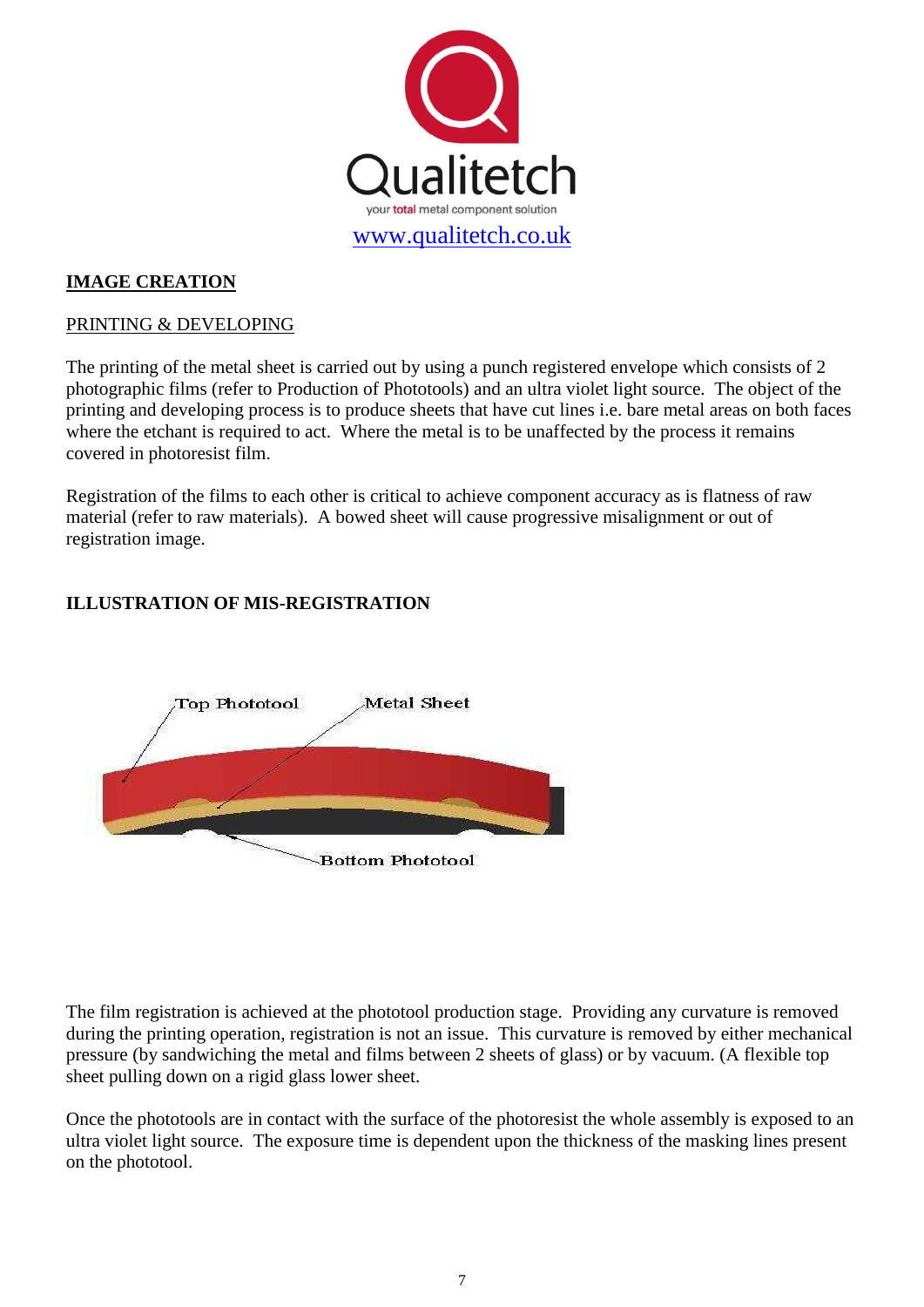Qualitetch

your total metal component solution

www.qualitetch.co.uk

## IMAGE CREATION

PRINTING & DEVELOPING

The printing of the metal sheet is carried out by using a punch registered envelope which consists of 2 photographic films (refer to Production of Phototools) and an ultra violet light source. The object of the printing and developing process is to produce sheets that have cut lines i.e. bare metal areas on both faces where the etchant is required to act. Where the metal is to be unaffected by the process it remains covered in photoresist film.

Registration of the films to each other is critical to achieve component accuracy as is flatness of raw material (refer to raw materials). A bowed sheet will cause progressive misalignment or out of registration image.

### ILLUSTRATION OF MIS-REGISTRATION

Top Phototool

Metal Sheet

Bottom Phototool

The film registration is achieved at the phototool production stage. Providing any curvature is removed during the printing operation, registration is not an issue. This curvature is removed by either mechanical pressure (by sandwiching the metal and films between 2 sheets of glass) or by vacuum. (A flexible top sheet pulling down on a rigid glass lower sheet.

Once the phototools are in contact with the surface of the photoresist the whole assembly is exposed to an ultra violet light source. The exposure time is dependent upon the thickness of the masking lines present on the phototool.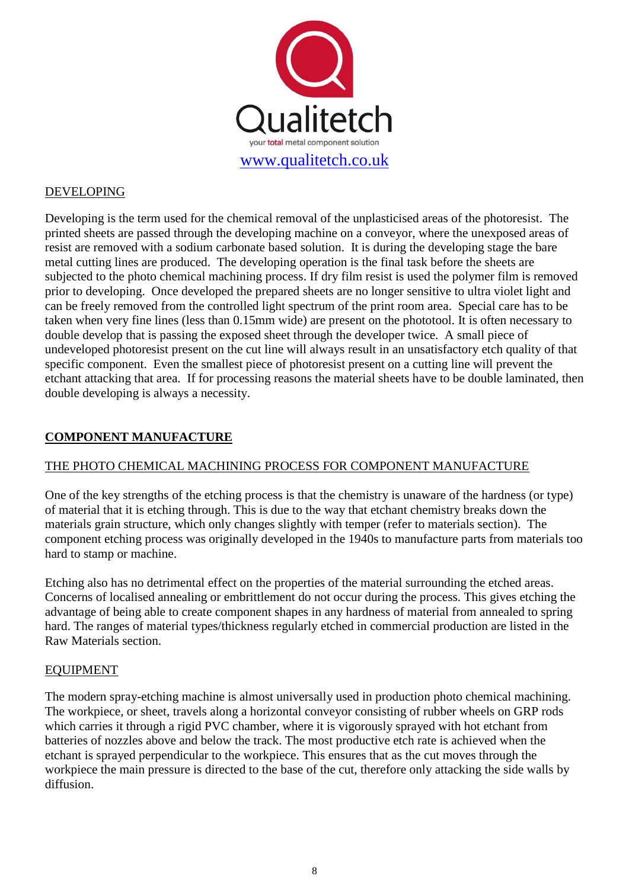Qualitetch

your total metal component solution

www.qualitetch.co.uk

## DEVELOPING

Developing is the term used for the chemical removal of the unplasticised areas of the photoresist. The printed sheets are passed through the developing machine on a conveyor, where the unexposed areas of resist are removed with a sodium carbonate based solution. It is during the developing stage the bare metal cutting lines are produced. The developing operation is the final task before the sheets are subjected to the photo chemical machining process. If dry film resist is used the polymer film is removed prior to developing. Once developed the prepared sheets are no longer sensitive to ultra violet light and can be freely removed from the controlled light spectrum of the print room area. Special care has to be taken when very fine lines (less than 0.15mm wide) are present on the phototool. It is often necessary to double develop that is passing the exposed sheet through the developer twice. A small piece of undeveloped photoresist present on the cut line will always result in an unsatisfactory etch quality of that specific component. Even the smallest piece of photoresist present on a cutting line will prevent the etchant attacking that area. If for processing reasons the material sheets have to be double laminated, then double developing is always a necessity.

# COMPONENT MANUFACTURE

## THE PHOTO CHEMICAL MACHINING PROCESS FOR COMPONENT MANUFACTURE

One of the key strengths of the etching process is that the chemistry is unaware of the hardness (or type) of material that it is etching through. This is due to the way that etchant chemistry breaks down the materials grain structure, which only changes slightly with temper (refer to materials section). The component etching process was originally developed in the 1940s to manufacture parts from materials too hard to stamp or machine.

Etching also has no detrimental effect on the properties of the material surrounding the etched areas. Concerns of localised annealing or embrittlement do not occur during the process. This gives etching the advantage of being able to create component shapes in any hardness of material from annealed to spring hard. The ranges of material types/thickness regularly etched in commercial production are listed in the Raw Materials section.

## EQUIPMENT

The modern spray-etching machine is almost universally used in production photo chemical machining. The workpiece, or sheet, travels along a horizontal conveyor consisting of rubber wheels on GRP rods which carries it through a rigid PVC chamber, where it is vigorously sprayed with hot etchant from batteries of nozzles above and below the track. The most productive etch rate is achieved when the etchant is sprayed perpendicular to the workpiece. This ensures that as the cut moves through the workpiece the main pressure is directed to the base of the cut, therefore only attacking the side walls by diffusion.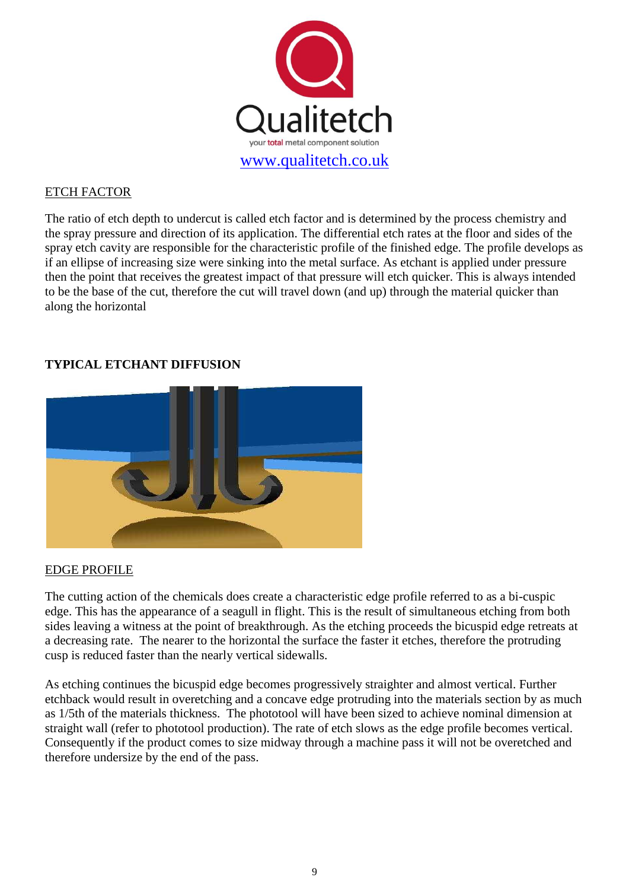Qualitetch

your total metal component solution

www.qualitetch.co.uk

ETCH FACTOR

The ratio of etch depth to undercut is called etch factor and is determined by the process chemistry and the spray pressure and direction of its application. The differential etch rates at the floor and sides of the spray etch cavity are responsible for the characteristic profile of the finished edge. The profile develops as if an ellipse of increasing size were sinking into the metal surface. As etchant is applied under pressure then the point that receives the greatest impact of that pressure will etch quicker. This is always intended to be the base of the cut, therefore the cut will travel down (and up) through the material quicker than along the horizontal

**TYPICAL ETCHANT DIFFUSION**

EDGE PROFILE

The cutting action of the chemicals does create a characteristic edge profile referred to as a bi-cuspic edge. This has the appearance of a seagull in flight. This is the result of simultaneous etching from both sides leaving a witness at the point of breakthrough. As the etching proceeds the bicuspid edge retreats at a decreasing rate. The nearer to the horizontal the surface the faster it etches, therefore the protruding cusp is reduced faster than the nearly vertical sidewalls.

As etching continues the bicuspid edge becomes progressively straighter and almost vertical. Further etchback would result in overetching and a concave edge protruding into the materials section by as much as 1/5th of the materials thickness. The phototool will have been sized to achieve nominal dimension at straight wall (refer to phototool production). The rate of etch slows as the edge profile becomes vertical. Consequently if the product comes to size midway through a machine pass it will not be overetched and therefore undersize by the end of the pass.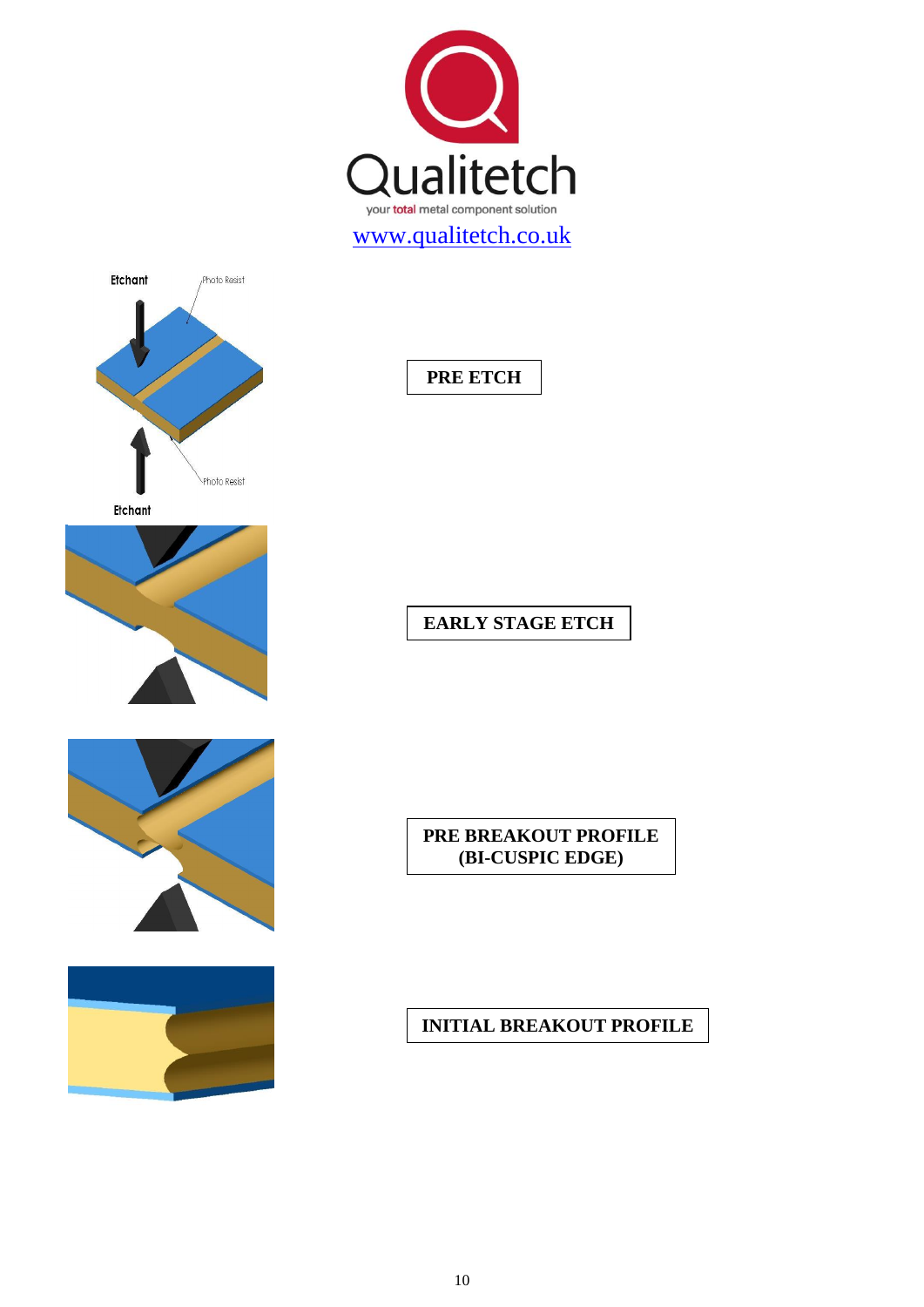Qualitetch

your total metal component solution

www.qualitetch.co.uk

Etchant

Photo Resist

Photo Resist

Etchant

**PRE ETCH**

**EARLY STAGE ETCH**

**PRE BREAKOUT PROFILE (BI-CUSPIC EDGE)**

**INITIAL BREAKOUT PROFILE**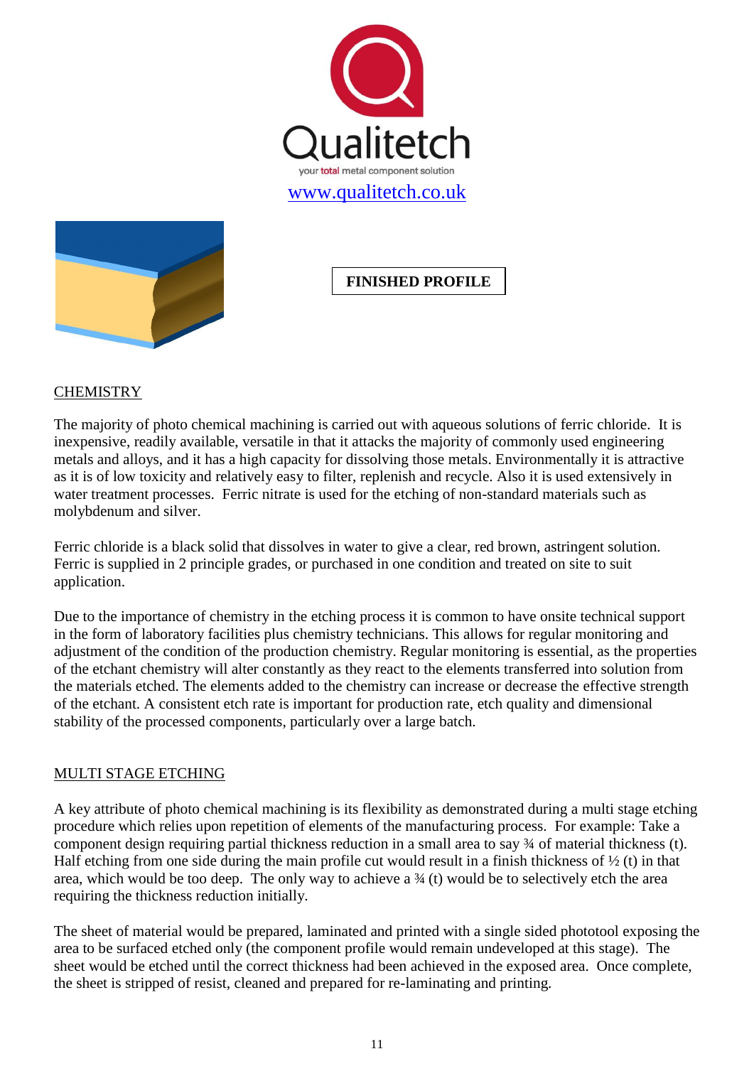Qualitetch

your total metal component solution

www.qualitetch.co.uk

**FINISHED PROFILE**

## CHEMISTRY

The majority of photo chemical machining is carried out with aqueous solutions of ferric chloride. It is inexpensive, readily available, versatile in that it attacks the majority of commonly used engineering metals and alloys, and it has a high capacity for dissolving those metals. Environmentally it is attractive as it is of low toxicity and relatively easy to filter, replenish and recycle. Also it is used extensively in water treatment processes. Ferric nitrate is used for the etching of non-standard materials such as molybdenum and silver.

Ferric chloride is a black solid that dissolves in water to give a clear, red brown, astringent solution. Ferric is supplied in 2 principle grades, or purchased in one condition and treated on site to suit application.

Due to the importance of chemistry in the etching process it is common to have onsite technical support in the form of laboratory facilities plus chemistry technicians. This allows for regular monitoring and adjustment of the condition of the production chemistry. Regular monitoring is essential, as the properties of the etchant chemistry will alter constantly as they react to the elements transferred into solution from the materials etched. The elements added to the chemistry can increase or decrease the effective strength of the etchant. A consistent etch rate is important for production rate, etch quality and dimensional stability of the processed components, particularly over a large batch.

## MULTI STAGE ETCHING

A key attribute of photo chemical machining is its flexibility as demonstrated during a multi stage etching procedure which relies upon repetition of elements of the manufacturing process. For example: Take a component design requiring partial thickness reduction in a small area to say ¾ of material thickness (t). Half etching from one side during the main profile cut would result in a finish thickness of ½ (t) in that area, which would be too deep. The only way to achieve a ¾ (t) would be to selectively etch the area requiring the thickness reduction initially.

The sheet of material would be prepared, laminated and printed with a single sided phototool exposing the area to be surfaced etched only (the component profile would remain undeveloped at this stage). The sheet would be etched until the correct thickness had been achieved in the exposed area. Once complete, the sheet is stripped of resist, cleaned and prepared for re-laminating and printing.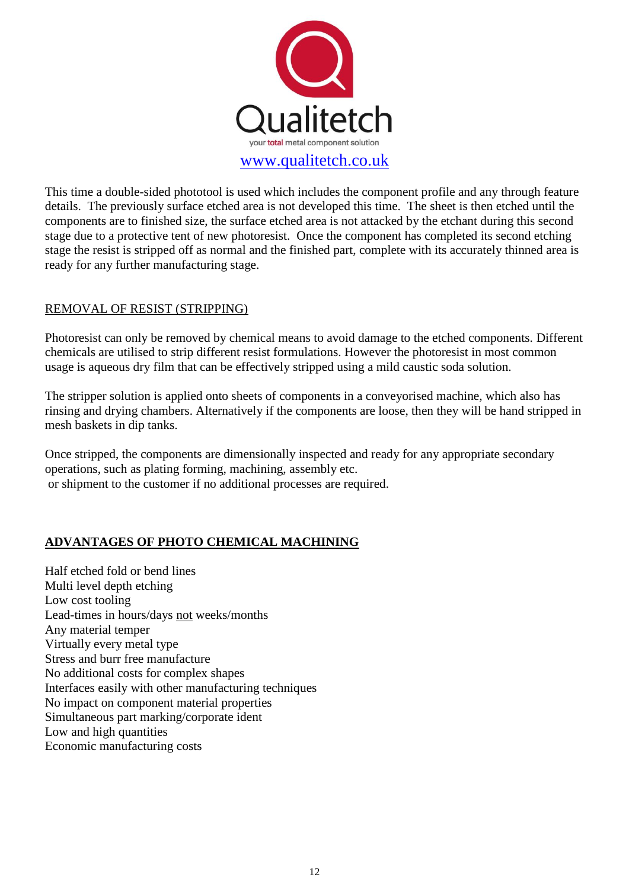Qualitetch

your total metal component solution

www.qualitetch.co.uk

This time a double-sided phototool is used which includes the component profile and any through feature details. The previously surface etched area is not developed this time. The sheet is then etched until the components are to finished size, the surface etched area is not attacked by the etchant during this second stage due to a protective tent of new photoresist. Once the component has completed its second etching stage the resist is stripped off as normal and the finished part, complete with its accurately thinned area is ready for any further manufacturing stage.

## REMOVAL OF RESIST (STRIPPING)

Photoresist can only be removed by chemical means to avoid damage to the etched components. Different chemicals are utilised to strip different resist formulations. However the photoresist in most common usage is aqueous dry film that can be effectively stripped using a mild caustic soda solution.

The stripper solution is applied onto sheets of components in a conveyorised machine, which also has rinsing and drying chambers. Alternatively if the components are loose, then they will be hand stripped in mesh baskets in dip tanks.

Once stripped, the components are dimensionally inspected and ready for any appropriate secondary operations, such as plating forming, machining, assembly etc.
or shipment to the customer if no additional processes are required.

## **ADVANTAGES OF PHOTO CHEMICAL MACHINING**

Half etched fold or bend lines
Multi level depth etching
Low cost tooling
Lead-times in hours/days not weeks/months
Any material temper
Virtually every metal type
Stress and burr free manufacture
No additional costs for complex shapes
Interfaces easily with other manufacturing techniques
No impact on component material properties
Simultaneous part marking/corporate ident
Low and high quantities
Economic manufacturing costs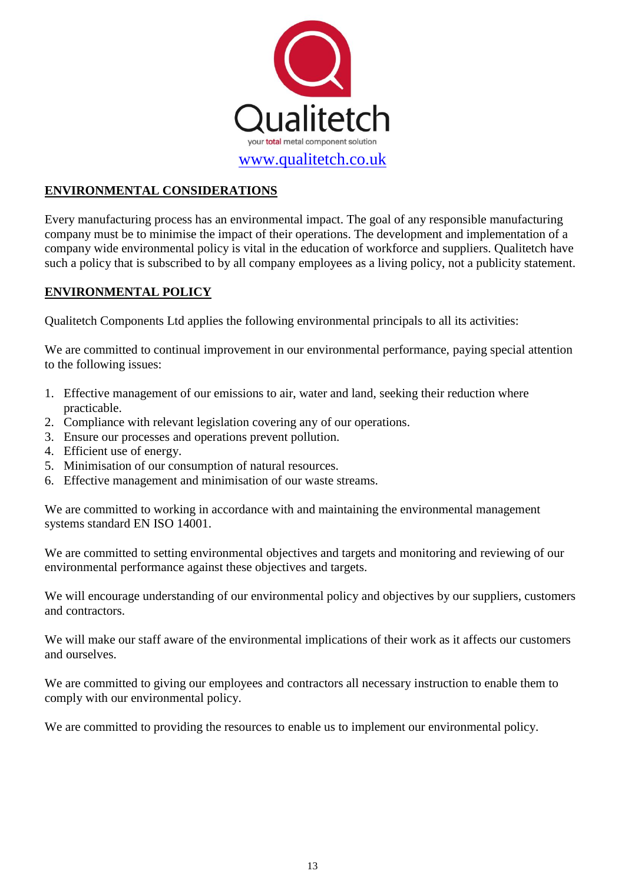Qualitetch

your total metal component solution

www.qualitetch.co.uk

## ENVIRONMENTAL CONSIDERATIONS

Every manufacturing process has an environmental impact. The goal of any responsible manufacturing company must be to minimise the impact of their operations. The development and implementation of a company wide environmental policy is vital in the education of workforce and suppliers. Qualitetch have such a policy that is subscribed to by all company employees as a living policy, not a publicity statement.

## ENVIRONMENTAL POLICY

Qualitetch Components Ltd applies the following environmental principals to all its activities:

We are committed to continual improvement in our environmental performance, paying special attention to the following issues:

1. Effective management of our emissions to air, water and land, seeking their reduction where practicable.
2. Compliance with relevant legislation covering any of our operations.
3. Ensure our processes and operations prevent pollution.
4. Efficient use of energy.
5. Minimisation of our consumption of natural resources.
6. Effective management and minimisation of our waste streams.

We are committed to working in accordance with and maintaining the environmental management systems standard EN ISO 14001.

We are committed to setting environmental objectives and targets and monitoring and reviewing of our environmental performance against these objectives and targets.

We will encourage understanding of our environmental policy and objectives by our suppliers, customers and contractors.

We will make our staff aware of the environmental implications of their work as it affects our customers and ourselves.

We are committed to giving our employees and contractors all necessary instruction to enable them to comply with our environmental policy.

We are committed to providing the resources to enable us to implement our environmental policy.